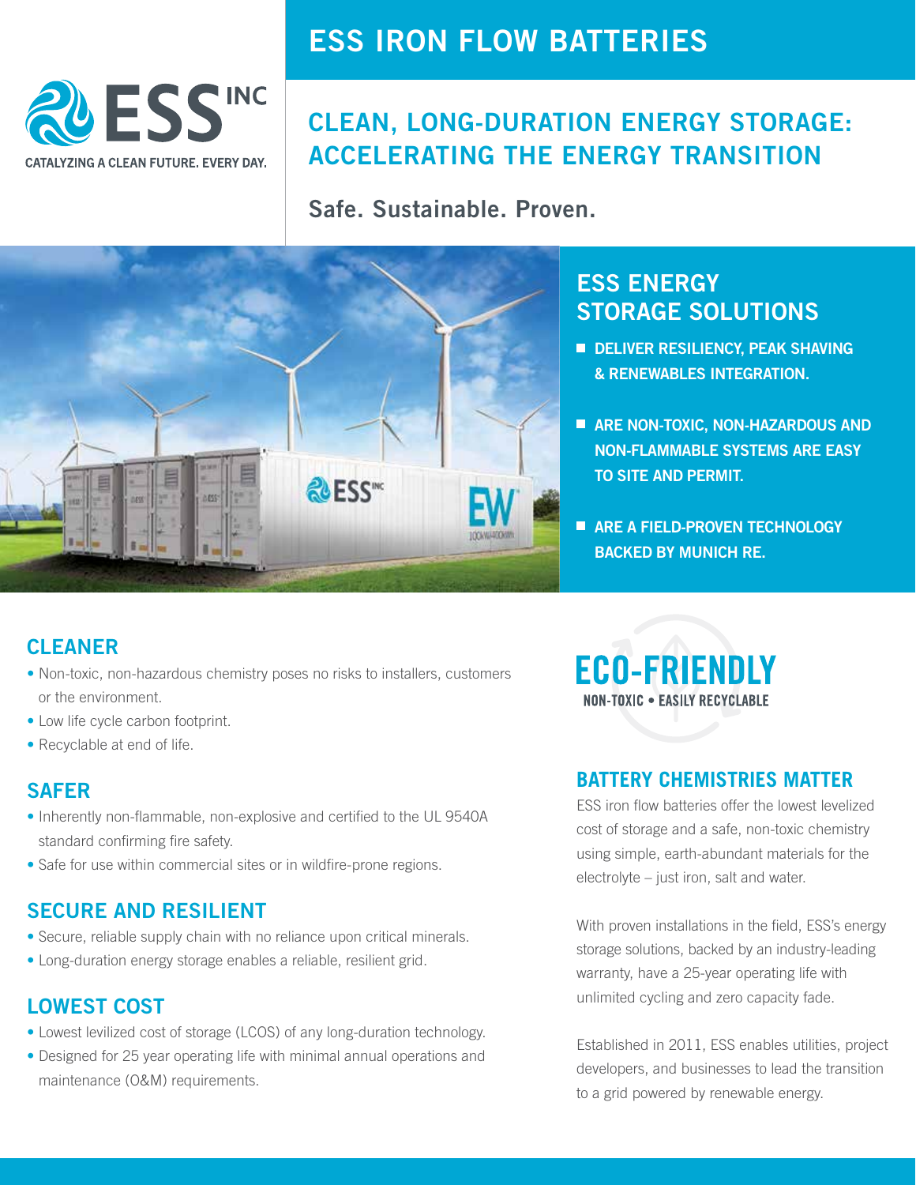ESS INC

CATALYZING A CLEAN FUTURE. EVERY DAY.

# ESS IRON FLOW BATTERIES

## CLEAN, LONG-DURATION ENERGY STORAGE: ACCELERATING THE ENERGY TRANSITION

**Safe. Sustainable. Proven.**

## ESS ENERGY STORAGE SOLUTIONS

- **DELIVER RESILIENCY, PEAK SHAVING & RENEWABLES INTEGRATION.**
- **ARE NON-TOXIC, NON-HAZARDOUS AND NON-FLAMMABLE SYSTEMS ARE EASY TO SITE AND PERMIT.**
- **ARE A FIELD-PROVEN TECHNOLOGY BACKED BY MUNICH RE.**

### CLEANER

- Non-toxic, non-hazardous chemistry poses no risks to installers, customers or the environment.
- Low life cycle carbon footprint.
- Recyclable at end of life.

### SAFER

- Inherently non-flammable, non-explosive and certified to the UL 9540A standard confirming fire safety.
- Safe for use within commercial sites or in wildfire-prone regions.

### SECURE AND RESILIENT

- Secure, reliable supply chain with no reliance upon critical minerals.
- Long-duration energy storage enables a reliable, resilient grid.

### LOWEST COST

- Lowest levilized cost of storage (LCOS) of any long-duration technology.
- Designed for 25 year operating life with minimal annual operations and maintenance (O&M) requirements.

## ECO-FRIENDLY

**NON-TOXIC • EASILY RECYCLABLE**

### BATTERY CHEMISTRIES MATTER

ESS iron flow batteries offer the lowest levelized cost of storage and a safe, non-toxic chemistry using simple, earth-abundant materials for the electrolyte – just iron, salt and water.

With proven installations in the field, ESS's energy storage solutions, backed by an industry-leading warranty, have a 25-year operating life with unlimited cycling and zero capacity fade.

Established in 2011, ESS enables utilities, project developers, and businesses to lead the transition to a grid powered by renewable energy.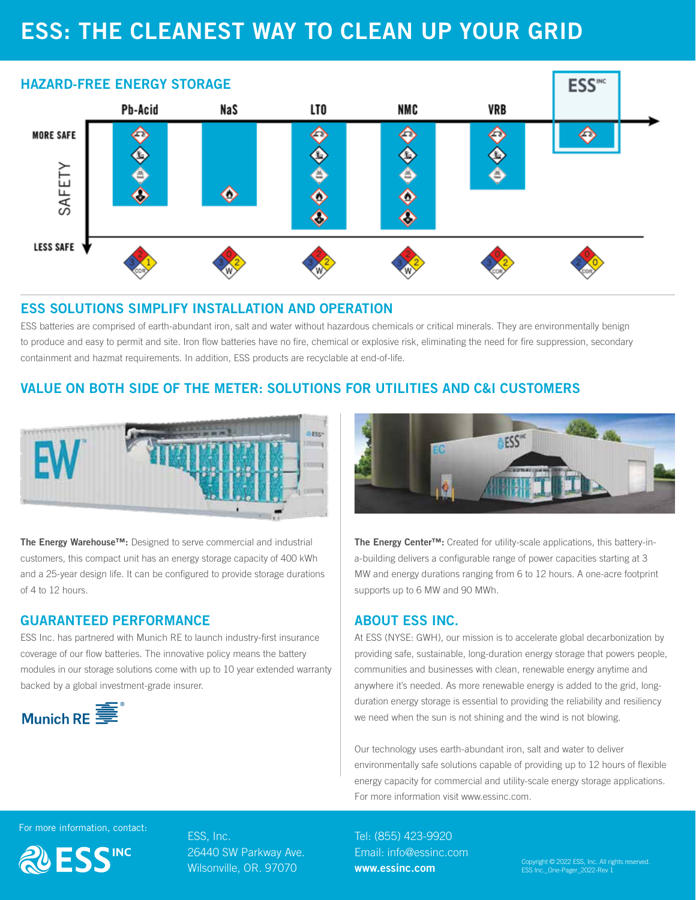# ESS: THE CLEANEST WAY TO CLEAN UP YOUR GRID

## HAZARD-FREE ENERGY STORAGE

Pb-Acid
NaS
LTO
NMC
VRB
ESS INC

MORE SAFE
SAFETY
LESS SAFE

## ESS SOLUTIONS SIMPLIFY INSTALLATION AND OPERATION

ESS batteries are comprised of earth-abundant iron, salt and water without hazardous chemicals or critical minerals. They are environmentally benign to produce and easy to permit and site. Iron flow batteries have no fire, chemical or explosive risk, eliminating the need for fire suppression, secondary containment and hazmat requirements. In addition, ESS products are recyclable at end-of-life.

## VALUE ON BOTH SIDE OF THE METER: SOLUTIONS FOR UTILITIES AND C&I CUSTOMERS

**The Energy Warehouse™:** Designed to serve commercial and industrial customers, this compact unit has an energy storage capacity of 400 kWh and a 25-year design life. It can be configured to provide storage durations of 4 to 12 hours.

**The Energy Center™:** Created for utility-scale applications, this battery-in-a-building delivers a configurable range of power capacities starting at 3 MW and energy durations ranging from 6 to 12 hours. A one-acre footprint supports up to 6 MW and 90 MWh.

## GUARANTEED PERFORMANCE

ESS Inc. has partnered with Munich RE to launch industry-first insurance coverage of our flow batteries. The innovative policy means the battery modules in our storage solutions come with up to 10 year extended warranty backed by a global investment-grade insurer.

Munich RE

## ABOUT ESS INC.

At ESS (NYSE: GWH), our mission is to accelerate global decarbonization by providing safe, sustainable, long-duration energy storage that powers people, communities and businesses with clean, renewable energy anytime and anywhere it's needed. As more renewable energy is added to the grid, long-duration energy storage is essential to providing the reliability and resiliency we need when the sun is not shining and the wind is not blowing.

Our technology uses earth-abundant iron, salt and water to deliver environmentally safe solutions capable of providing up to 12 hours of flexible energy capacity for commercial and utility-scale energy storage applications. For more information visit www.essinc.com.

For more information, contact:

ESS INC

ESS, Inc.
26440 SW Parkway Ave.
Wilsonville, OR. 97070

Tel: (855) 423-9920
Email: info@essinc.com
**www.essinc.com**

Copyright © 2022 ESS, Inc. All rights reserved.
ESS Inc._One-Pager_2022-Rev 1